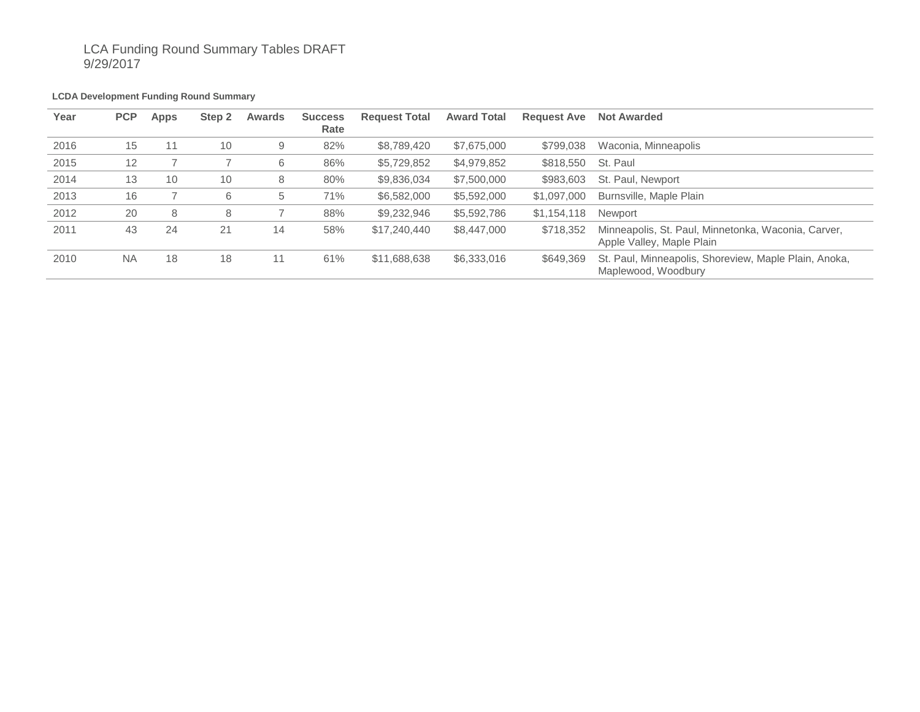LCA Funding Round Summary Tables DRAFT
9/29/2017

**LCDA Development Funding Round Summary**

| Year | PCP | Apps | Step 2 | Awards | Success Rate | Request Total | Award Total | Request Ave | Not Awarded |
|---|---|---|---|---|---|---|---|---|---|
| 2016 | 15 | 11 | 10 | 9 | 82% | $8,789,420 | $7,675,000 | $799,038 | Waconia, Minneapolis |
| 2015 | 12 | 7 | 7 | 6 | 86% | $5,729,852 | $4,979,852 | $818,550 | St. Paul |
| 2014 | 13 | 10 | 10 | 8 | 80% | $9,836,034 | $7,500,000 | $983,603 | St. Paul, Newport |
| 2013 | 16 | 7 | 6 | 5 | 71% | $6,582,000 | $5,592,000 | $1,097,000 | Burnsville, Maple Plain |
| 2012 | 20 | 8 | 8 | 7 | 88% | $9,232,946 | $5,592,786 | $1,154,118 | Newport |
| 2011 | 43 | 24 | 21 | 14 | 58% | $17,240,440 | $8,447,000 | $718,352 | Minneapolis, St. Paul, Minnetonka, Waconia, Carver, Apple Valley, Maple Plain |
| 2010 | NA | 18 | 18 | 11 | 61% | $11,688,638 | $6,333,016 | $649,369 | St. Paul, Minneapolis, Shoreview, Maple Plain, Anoka, Maplewood, Woodbury |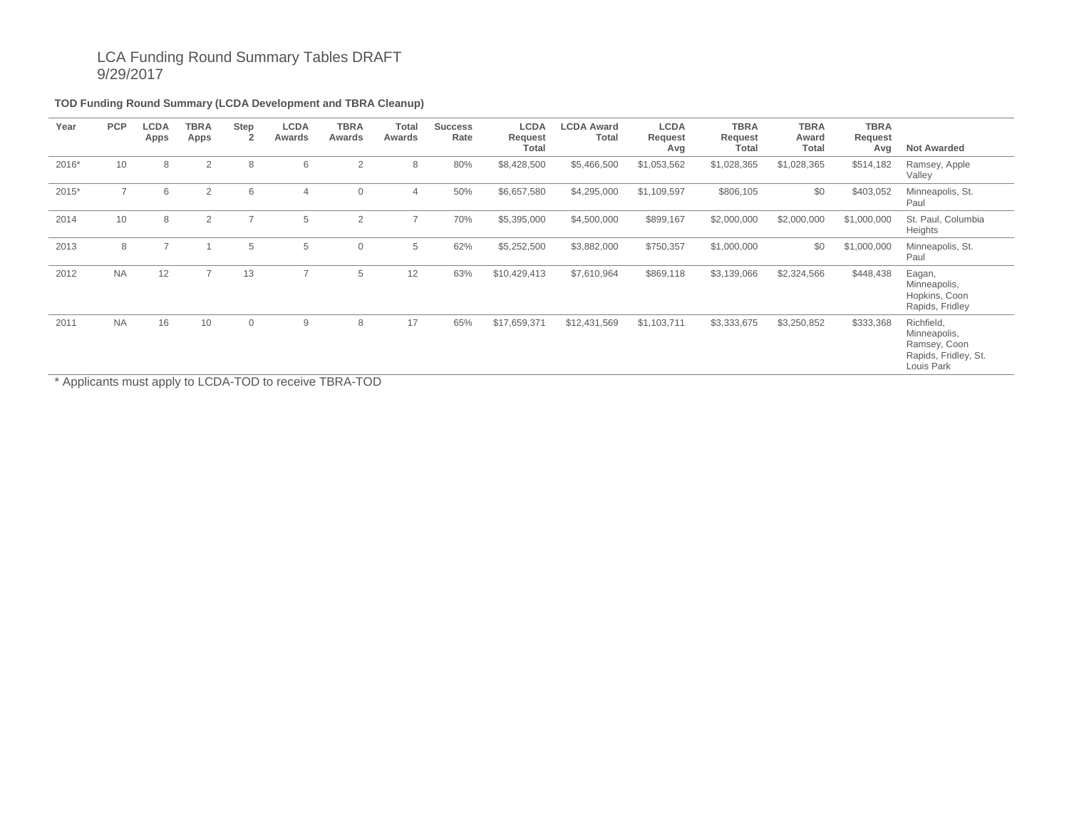LCA Funding Round Summary Tables DRAFT
9/29/2017

**TOD Funding Round Summary (LCDA Development and TBRA Cleanup)**

| Year | PCP | LCDA Apps | TBRA Apps | Step 2 | LCDA Awards | TBRA Awards | Total Awards | Success Rate | LCDA Request Total | LCDA Award Total | LCDA Request Avg | TBRA Request Total | TBRA Award Total | TBRA Request Avg | Not Awarded |
|---|---|---|---|---|---|---|---|---|---|---|---|---|---|---|---|
| 2016* | 10 | 8 | 2 | 8 | 6 | 2 | 8 | 80% | $8,428,500 | $5,466,500 | $1,053,562 | $1,028,365 | $1,028,365 | $514,182 | Ramsey, Apple Valley |
| 2015* | 7 | 6 | 2 | 6 | 4 | 0 | 4 | 50% | $6,657,580 | $4,295,000 | $1,109,597 | $806,105 | $0 | $403,052 | Minneapolis, St. Paul |
| 2014 | 10 | 8 | 2 | 7 | 5 | 2 | 7 | 70% | $5,395,000 | $4,500,000 | $899,167 | $2,000,000 | $2,000,000 | $1,000,000 | St. Paul, Columbia Heights |
| 2013 | 8 | 7 | 1 | 5 | 5 | 0 | 5 | 62% | $5,252,500 | $3,882,000 | $750,357 | $1,000,000 | $0 | $1,000,000 | Minneapolis, St. Paul |
| 2012 | NA | 12 | 7 | 13 | 7 | 5 | 12 | 63% | $10,429,413 | $7,610,964 | $869,118 | $3,139,066 | $2,324,566 | $448,438 | Eagan, Minneapolis, Hopkins, Coon Rapids, Fridley |
| 2011 | NA | 16 | 10 | 0 | 9 | 8 | 17 | 65% | $17,659,371 | $12,431,569 | $1,103,711 | $3,333,675 | $3,250,852 | $333,368 | Richfield, Minneapolis, Ramsey, Coon Rapids, Fridley, St. Louis Park |

* Applicants must apply to LCDA-TOD to receive TBRA-TOD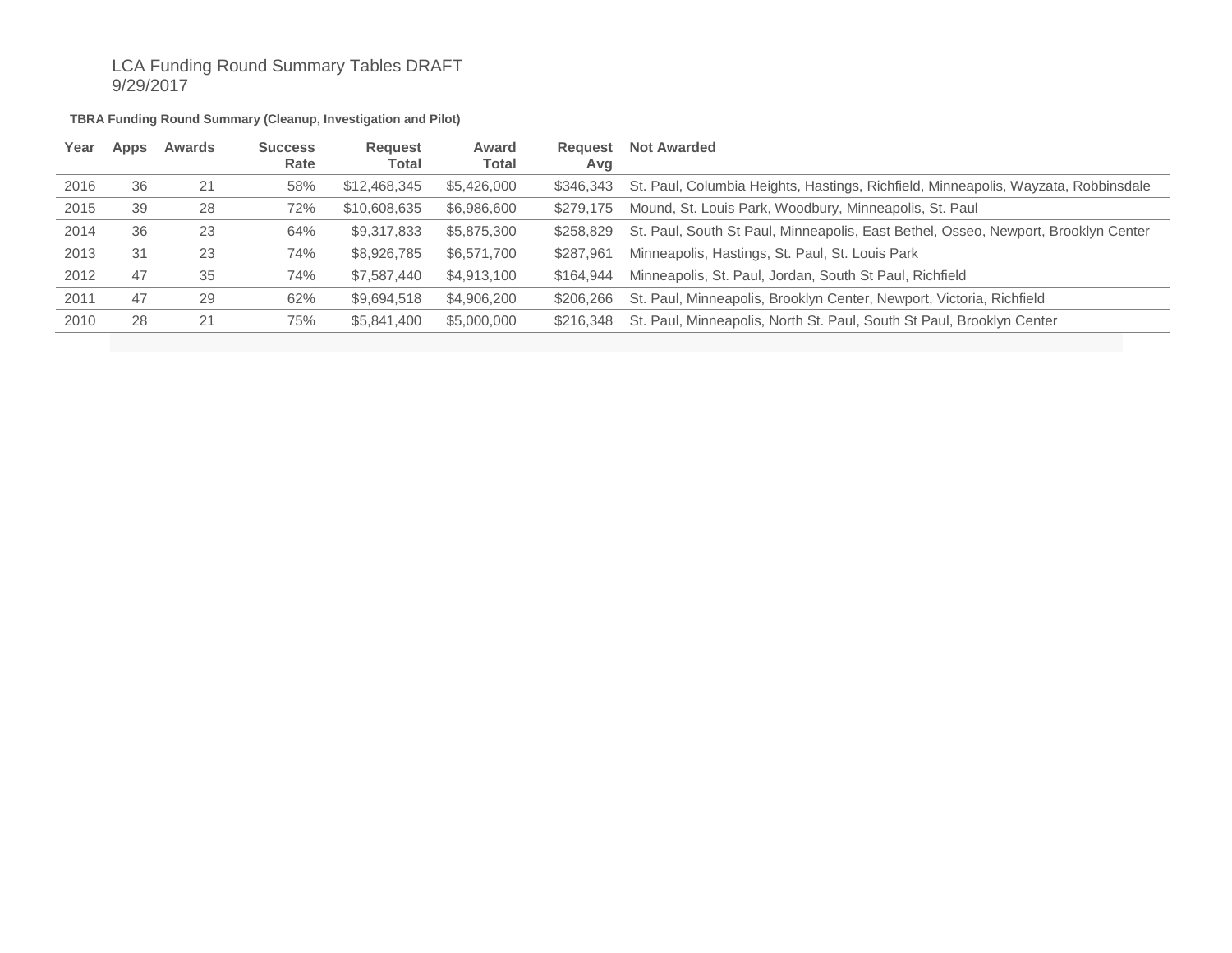LCA Funding Round Summary Tables DRAFT
9/29/2017

**TBRA Funding Round Summary (Cleanup, Investigation and Pilot)**

| Year | Apps | Awards | Success Rate | Request Total | Award Total | Request Avg | Not Awarded |
|---|---|---|---|---|---|---|---|
| 2016 | 36 | 21 | 58% | $12,468,345 | $5,426,000 | $346,343 | St. Paul, Columbia Heights, Hastings, Richfield, Minneapolis, Wayzata, Robbinsdale |
| 2015 | 39 | 28 | 72% | $10,608,635 | $6,986,600 | $279,175 | Mound, St. Louis Park, Woodbury, Minneapolis, St. Paul |
| 2014 | 36 | 23 | 64% | $9,317,833 | $5,875,300 | $258,829 | St. Paul, South St Paul, Minneapolis, East Bethel, Osseo, Newport, Brooklyn Center |
| 2013 | 31 | 23 | 74% | $8,926,785 | $6,571,700 | $287,961 | Minneapolis, Hastings, St. Paul, St. Louis Park |
| 2012 | 47 | 35 | 74% | $7,587,440 | $4,913,100 | $164,944 | Minneapolis, St. Paul, Jordan, South St Paul, Richfield |
| 2011 | 47 | 29 | 62% | $9,694,518 | $4,906,200 | $206,266 | St. Paul, Minneapolis, Brooklyn Center, Newport, Victoria, Richfield |
| 2010 | 28 | 21 | 75% | $5,841,400 | $5,000,000 | $216,348 | St. Paul, Minneapolis, North St. Paul, South St Paul, Brooklyn Center |